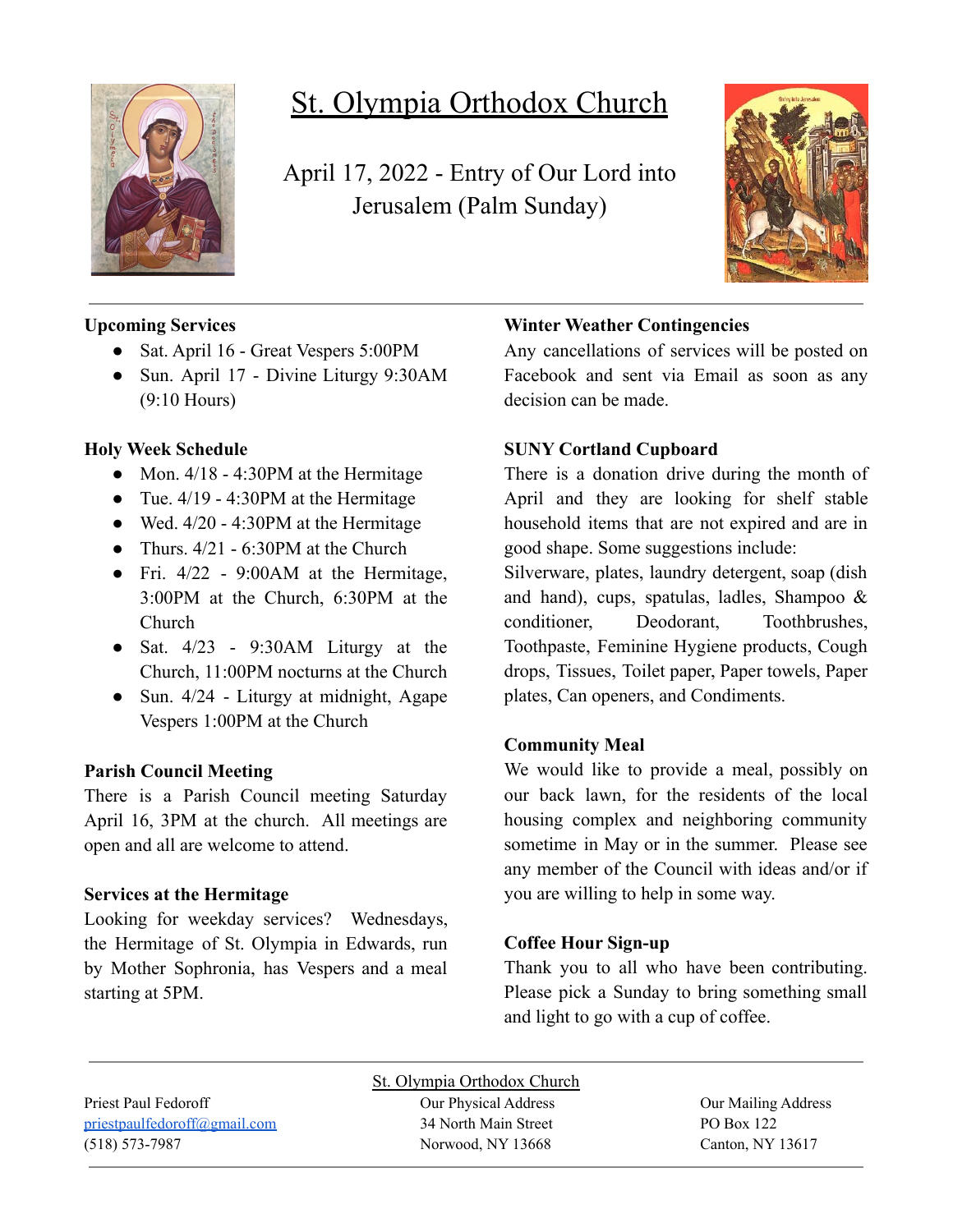# St. Olympia Orthodox Church

April 17, 2022 - Entry of Our Lord into Jerusalem (Palm Sunday)

**Upcoming Services**

- Sat. April 16 - Great Vespers 5:00PM
- Sun. April 17 - Divine Liturgy 9:30AM (9:10 Hours)

**Holy Week Schedule**

- Mon. 4/18 - 4:30PM at the Hermitage
- Tue. 4/19 - 4:30PM at the Hermitage
- Wed. 4/20 - 4:30PM at the Hermitage
- Thurs. 4/21 - 6:30PM at the Church
- Fri. 4/22 - 9:00AM at the Hermitage, 3:00PM at the Church, 6:30PM at the Church
- Sat. 4/23 - 9:30AM Liturgy at the Church, 11:00PM nocturns at the Church
- Sun. 4/24 - Liturgy at midnight, Agape Vespers 1:00PM at the Church

**Parish Council Meeting**

There is a Parish Council meeting Saturday April 16, 3PM at the church. All meetings are open and all are welcome to attend.

**Services at the Hermitage**

Looking for weekday services? Wednesdays, the Hermitage of St. Olympia in Edwards, run by Mother Sophronia, has Vespers and a meal starting at 5PM.

**Winter Weather Contingencies**

Any cancellations of services will be posted on Facebook and sent via Email as soon as any decision can be made.

**SUNY Cortland Cupboard**

There is a donation drive during the month of April and they are looking for shelf stable household items that are not expired and are in good shape. Some suggestions include: Silverware, plates, laundry detergent, soap (dish and hand), cups, spatulas, ladles, Shampoo & conditioner, Deodorant, Toothbrushes, Toothpaste, Feminine Hygiene products, Cough drops, Tissues, Toilet paper, Paper towels, Paper plates, Can openers, and Condiments.

**Community Meal**

We would like to provide a meal, possibly on our back lawn, for the residents of the local housing complex and neighboring community sometime in May or in the summer. Please see any member of the Council with ideas and/or if you are willing to help in some way.

**Coffee Hour Sign-up**

Thank you to all who have been contributing. Please pick a Sunday to bring something small and light to go with a cup of coffee.

---

St. Olympia Orthodox Church

Priest Paul Fedoroff
priestpaulfedoroff@gmail.com
(518) 573-7987

Our Physical Address
34 North Main Street
Norwood, NY 13668

Our Mailing Address
PO Box 122
Canton, NY 13617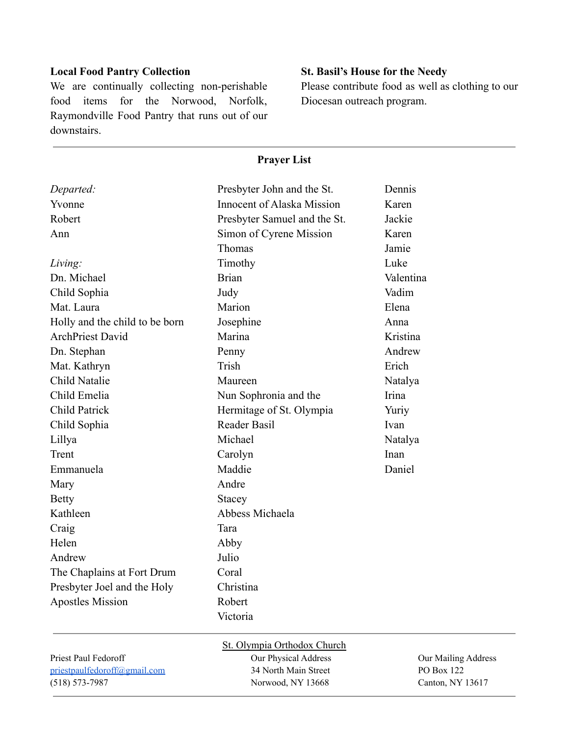**Local Food Pantry Collection**

We are continually collecting non-perishable food items for the Norwood, Norfolk, Raymondville Food Pantry that runs out of our downstairs.

**St. Basil's House for the Needy**

Please contribute food as well as clothing to our Diocesan outreach program.

---

**Prayer List**

*Departed:*
Yvonne
Robert
Ann

*Living:*
Dn. Michael
Child Sophia
Mat. Laura
Holly and the child to be born
ArchPriest David
Dn. Stephan
Mat. Kathryn
Child Natalie
Child Emelia
Child Patrick
Child Sophia
Lillya
Trent
Emmanuela
Mary
Betty
Kathleen
Craig
Helen
Andrew
The Chaplains at Fort Drum
Presbyter Joel and the Holy Apostles Mission
Presbyter John and the St. Innocent of Alaska Mission
Presbyter Samuel and the St. Simon of Cyrene Mission
Thomas
Timothy
Brian
Judy
Marion
Josephine
Marina
Penny
Trish
Maureen
Nun Sophronia and the Hermitage of St. Olympia
Reader Basil
Michael
Carolyn
Maddie
Andre
Stacey
Abbess Michaela
Tara
Abby
Julio
Coral
Christina
Robert
Victoria
Dennis
Karen
Jackie
Karen
Jamie
Luke
Valentina
Vadim
Elena
Anna
Kristina
Andrew
Erich
Natalya
Irina
Yuriy
Ivan
Natalya
Inan
Daniel

---

St. Olympia Orthodox Church

Priest Paul Fedoroff
priestpaulfedoroff@gmail.com
(518) 573-7987

Our Physical Address
34 North Main Street
Norwood, NY 13668

Our Mailing Address
PO Box 122
Canton, NY 13617